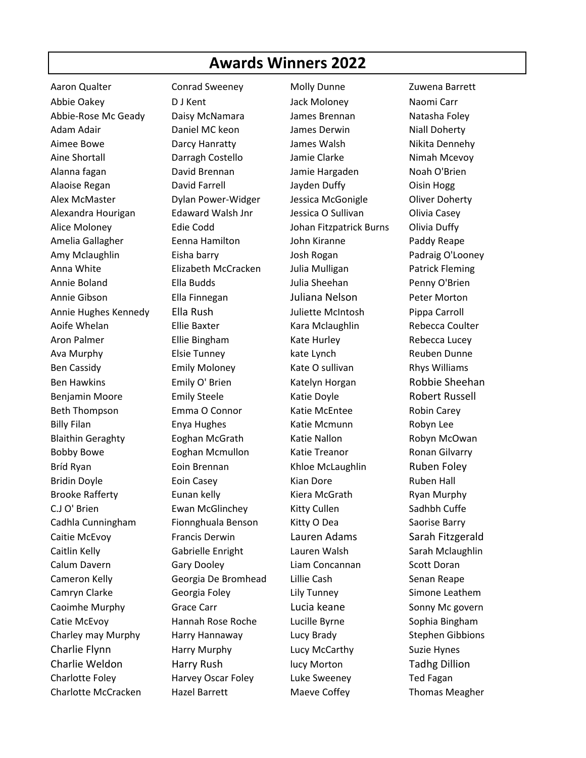# Awards Winners 2022

Aaron Qualter
Abbie Oakey
Abbie-Rose Mc Geady
Adam Adair
Aimee Bowe
Aine Shortall
Alanna fagan
Alaoise Regan
Alex McMaster
Alexandra Hourigan
Alice Moloney
Amelia Gallagher
Amy Mclaughlin
Anna White
Annie Boland
Annie Gibson
Annie Hughes Kennedy
Aoife Whelan
Aron Palmer
Ava Murphy
Ben Cassidy
Ben Hawkins
Benjamin Moore
Beth Thompson
Billy Filan
Blaithin Geraghty
Bobby Bowe
Bríd Ryan
Bridin Doyle
Brooke Rafferty
C.J O' Brien
Cadhla Cunningham
Caitie McEvoy
Caitlin Kelly
Calum Davern
Cameron Kelly
Camryn Clarke
Caoimhe Murphy
Catie McEvoy
Charley may Murphy
Charlie Flynn
Charlie Weldon
Charlotte Foley
Charlotte McCracken

Conrad Sweeney
D J Kent
Daisy McNamara
Daniel MC keon
Darcy Hanratty
Darragh Costello
David Brennan
David Farrell
Dylan Power-Widger
Edaward Walsh Jnr
Edie Codd
Eenna Hamilton
Eisha barry
Elizabeth McCracken
Ella Budds
Ella Finnegan
Ella Rush
Ellie Baxter
Ellie Bingham
Elsie Tunney
Emily Moloney
Emily O' Brien
Emily Steele
Emma O Connor
Enya Hughes
Eoghan McGrath
Eoghan Mcmullon
Eoin Brennan
Eoin Casey
Eunan kelly
Ewan McGlinchey
Fionnghuala Benson
Francis Derwin
Gabrielle Enright
Gary Dooley
Georgia De Bromhead
Georgia Foley
Grace Carr
Hannah Rose Roche
Harry Hannaway
Harry Murphy
Harry Rush
Harvey Oscar Foley
Hazel Barrett

Molly Dunne
Jack Moloney
James Brennan
James Derwin
James Walsh
Jamie Clarke
Jamie Hargaden
Jayden Duffy
Jessica McGonigle
Jessica O Sullivan
Johan Fitzpatrick Burns
John Kiranne
Josh Rogan
Julia Mulligan
Julia Sheehan
Juliana Nelson
Juliette McIntosh
Kara Mclaughlin
Kate Hurley
kate Lynch
Kate O sullivan
Katelyn Horgan
Katie Doyle
Katie McEntee
Katie Mcmunn
Katie Nallon
Katie Treanor
Khloe McLaughlin
Kian Dore
Kiera McGrath
Kitty Cullen
Kitty O Dea
Lauren Adams
Lauren Walsh
Liam Concannan
Lillie Cash
Lily Tunney
Lucia keane
Lucille Byrne
Lucy Brady
Lucy McCarthy
lucy Morton
Luke Sweeney
Maeve Coffey

Zuwena Barrett
Naomi Carr
Natasha Foley
Niall Doherty
Nikita Dennehy
Nimah Mcevoy
Noah O'Brien
Oisin Hogg
Oliver Doherty
Olivia Casey
Olivia Duffy
Paddy Reape
Padraig O'Looney
Patrick Fleming
Penny O'Brien
Peter Morton
Pippa Carroll
Rebecca Coulter
Rebecca Lucey
Reuben Dunne
Rhys Williams
Robbie Sheehan
Robert Russell
Robin Carey
Robyn Lee
Robyn McOwan
Ronan Gilvarry
Ruben Foley
Ruben Hall
Ryan Murphy
Sadhbh Cuffe
Saorise Barry
Sarah Fitzgerald
Sarah Mclaughlin
Scott Doran
Senan Reape
Simone Leathem
Sonny Mc govern
Sophia Bingham
Stephen Gibbions
Suzie Hynes
Tadhg Dillion
Ted Fagan
Thomas Meagher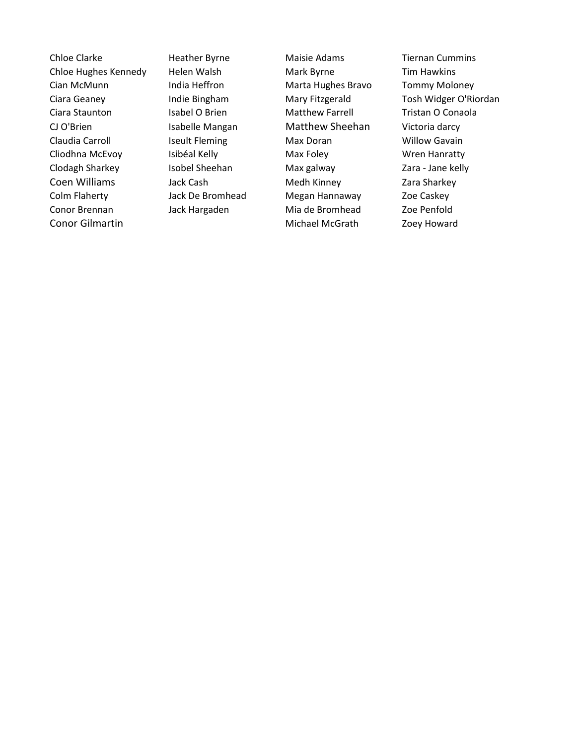| | | | |
|---|---|---|---|
| Chloe Clarke | Heather Byrne | Maisie Adams | Tiernan Cummins |
| Chloe Hughes Kennedy | Helen Walsh | Mark Byrne | Tim Hawkins |
| Cian McMunn | India Heffron | Marta Hughes Bravo | Tommy Moloney |
| Ciara Geaney | Indie Bingham | Mary Fitzgerald | Tosh Widger O'Riordan |
| Ciara Staunton | Isabel O Brien | Matthew Farrell | Tristan O Conaola |
| CJ O'Brien | Isabelle Mangan | Matthew Sheehan | Victoria darcy |
| Claudia Carroll | Iseult Fleming | Max Doran | Willow Gavain |
| Cliodhna McEvoy | Isibéal Kelly | Max Foley | Wren Hanratty |
| Clodagh Sharkey | Isobel Sheehan | Max galway | Zara - Jane kelly |
| Coen Williams | Jack Cash | Medh Kinney | Zara Sharkey |
| Colm Flaherty | Jack De Bromhead | Megan Hannaway | Zoe Caskey |
| Conor Brennan | Jack Hargaden | Mia de Bromhead | Zoe Penfold |
| Conor Gilmartin | | Michael McGrath | Zoey Howard |